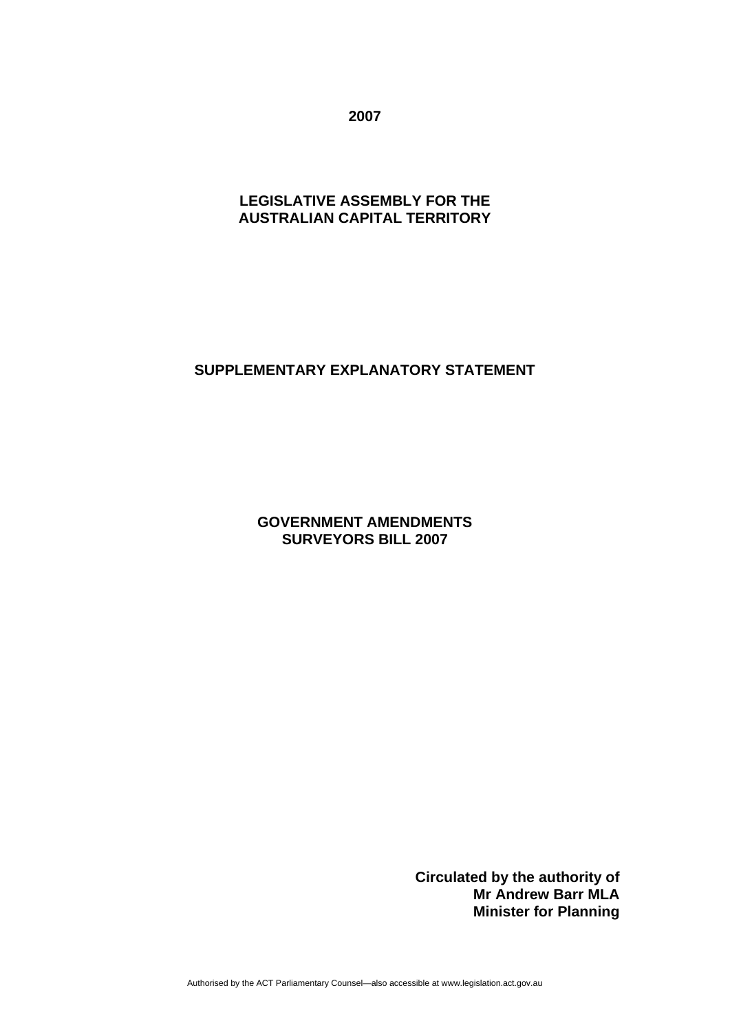**2007**

**LEGISLATIVE ASSEMBLY FOR THE AUSTRALIAN CAPITAL TERRITORY**

# SUPPLEMENTARY EXPLANATORY STATEMENT

## GOVERNMENT AMENDMENTS SURVEYORS BILL 2007

**Circulated by the authority of**
**Mr Andrew Barr MLA**
**Minister for Planning**

Authorised by the ACT Parliamentary Counsel—also accessible at www.legislation.act.gov.au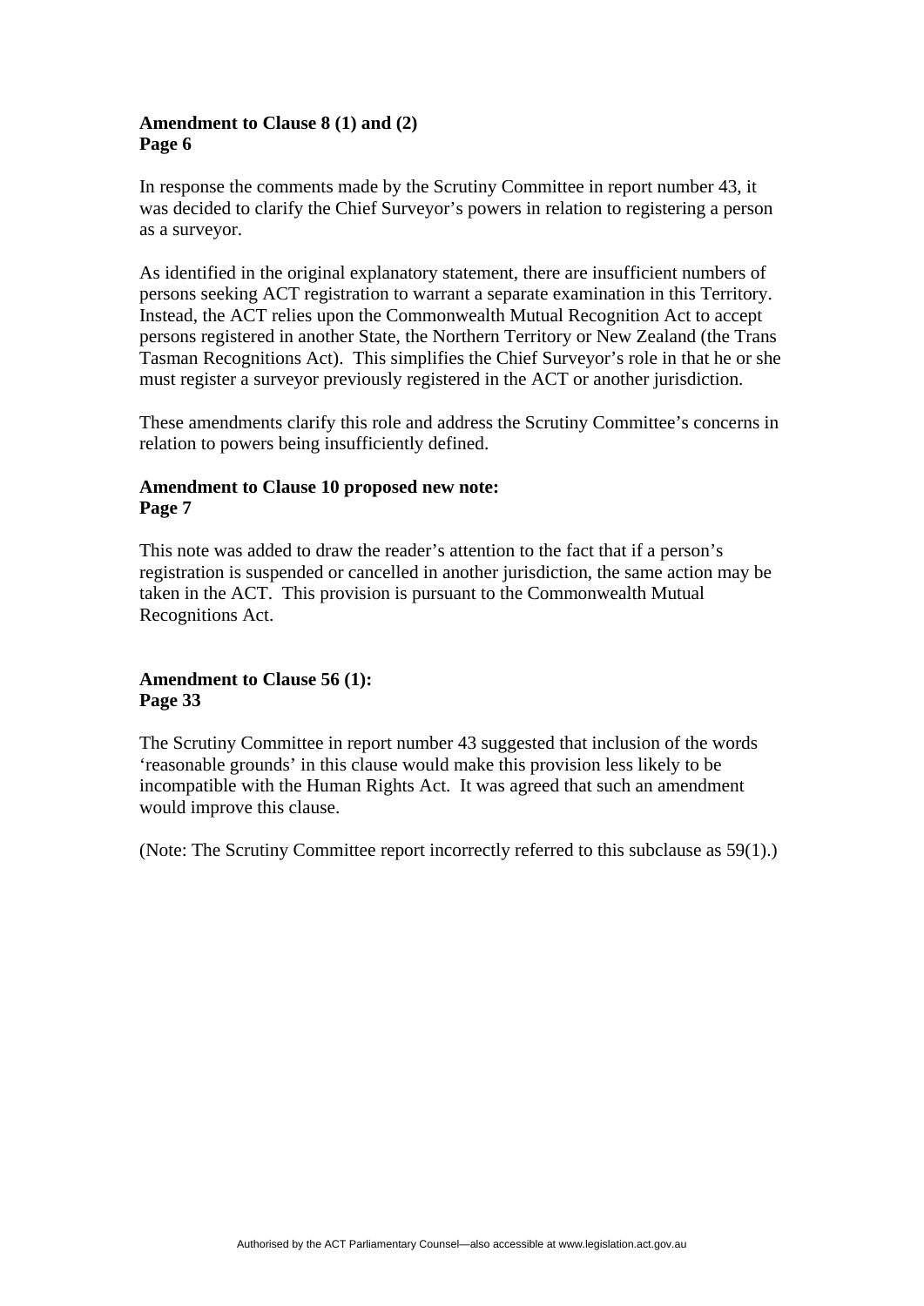**Amendment to Clause 8 (1) and (2)**
**Page 6**

In response the comments made by the Scrutiny Committee in report number 43, it was decided to clarify the Chief Surveyor's powers in relation to registering a person as a surveyor.

As identified in the original explanatory statement, there are insufficient numbers of persons seeking ACT registration to warrant a separate examination in this Territory. Instead, the ACT relies upon the Commonwealth Mutual Recognition Act to accept persons registered in another State, the Northern Territory or New Zealand (the Trans Tasman Recognitions Act). This simplifies the Chief Surveyor's role in that he or she must register a surveyor previously registered in the ACT or another jurisdiction.

These amendments clarify this role and address the Scrutiny Committee's concerns in relation to powers being insufficiently defined.

**Amendment to Clause 10 proposed new note:**
**Page 7**

This note was added to draw the reader's attention to the fact that if a person's registration is suspended or cancelled in another jurisdiction, the same action may be taken in the ACT. This provision is pursuant to the Commonwealth Mutual Recognitions Act.

**Amendment to Clause 56 (1):**
**Page 33**

The Scrutiny Committee in report number 43 suggested that inclusion of the words 'reasonable grounds' in this clause would make this provision less likely to be incompatible with the Human Rights Act. It was agreed that such an amendment would improve this clause.

(Note: The Scrutiny Committee report incorrectly referred to this subclause as 59(1).)